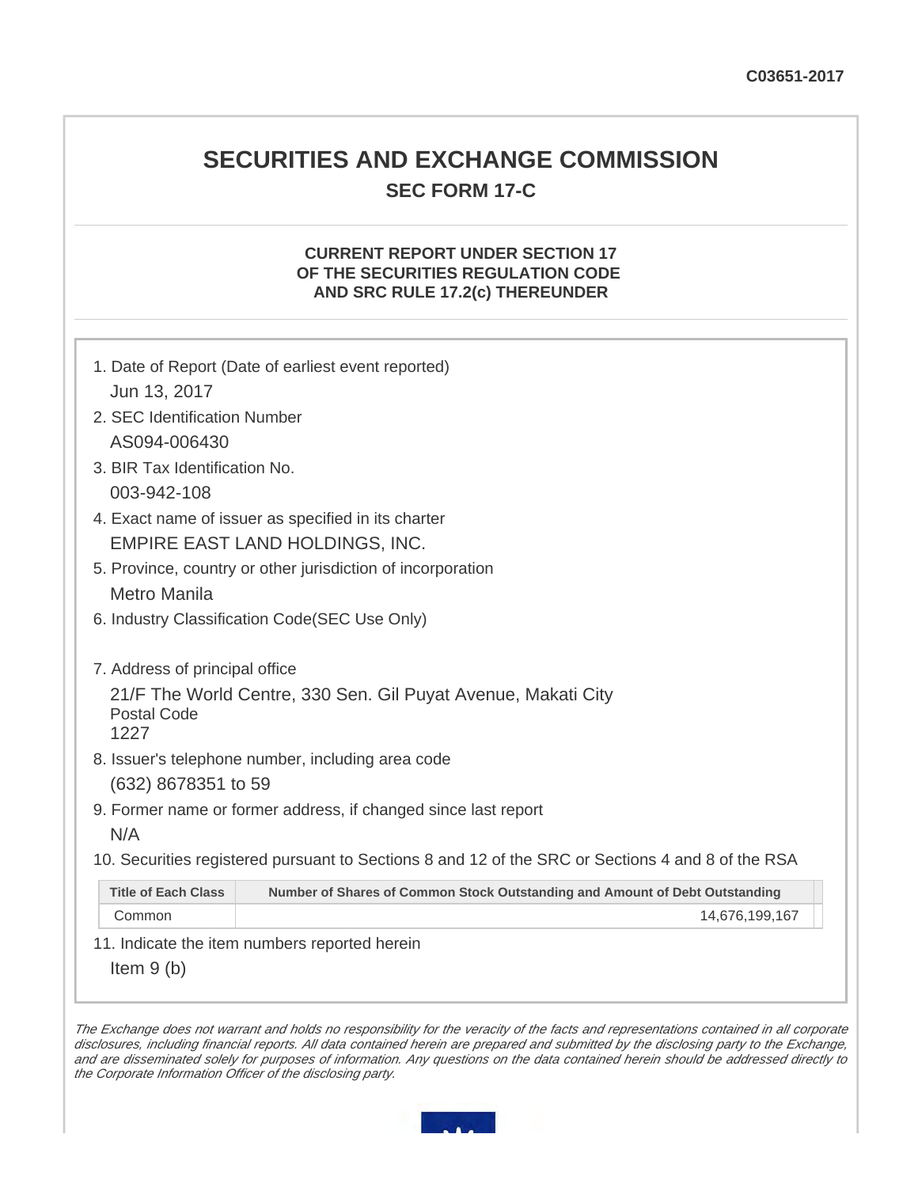C03651-2017

# SECURITIES AND EXCHANGE COMMISSION

## SEC FORM 17-C

### CURRENT REPORT UNDER SECTION 17 OF THE SECURITIES REGULATION CODE AND SRC RULE 17.2(c) THEREUNDER

1. Date of Report (Date of earliest event reported)

   Jun 13, 2017

2. SEC Identification Number

   AS094-006430

3. BIR Tax Identification No.

   003-942-108

4. Exact name of issuer as specified in its charter

   EMPIRE EAST LAND HOLDINGS, INC.

5. Province, country or other jurisdiction of incorporation

   Metro Manila

6. Industry Classification Code(SEC Use Only)

7. Address of principal office

   21/F The World Centre, 330 Sen. Gil Puyat Avenue, Makati City
   Postal Code
   1227

8. Issuer's telephone number, including area code

   (632) 8678351 to 59

9. Former name or former address, if changed since last report

   N/A

10. Securities registered pursuant to Sections 8 and 12 of the SRC or Sections 4 and 8 of the RSA

| Title of Each Class | Number of Shares of Common Stock Outstanding and Amount of Debt Outstanding |
|---|---|
| Common | 14,676,199,167 |

11. Indicate the item numbers reported herein

    Item 9 (b)

*The Exchange does not warrant and holds no responsibility for the veracity of the facts and representations contained in all corporate disclosures, including financial reports. All data contained herein are prepared and submitted by the disclosing party to the Exchange, and are disseminated solely for purposes of information. Any questions on the data contained herein should be addressed directly to the Corporate Information Officer of the disclosing party.*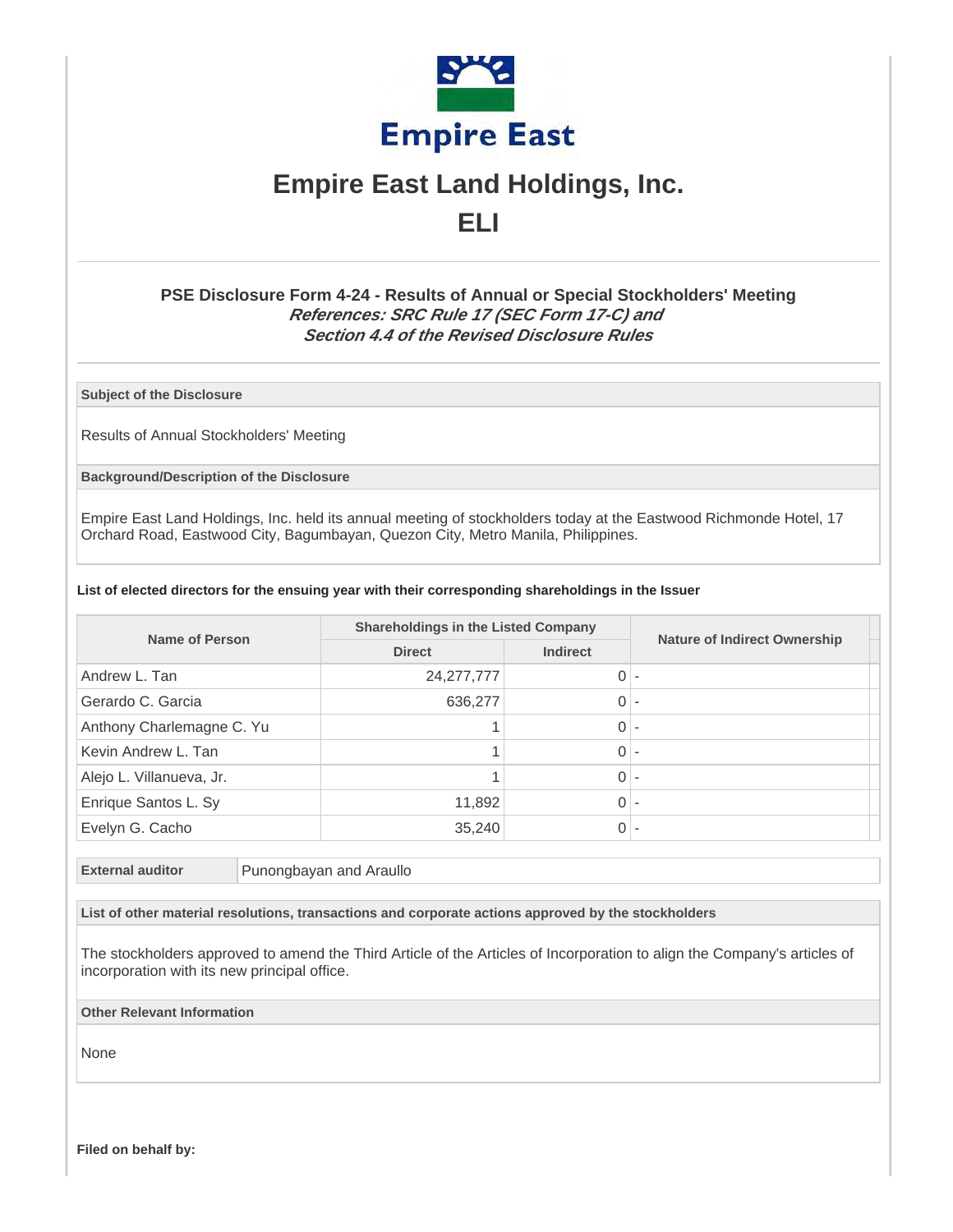# Empire East Land Holdings, Inc.

## ELI

### PSE Disclosure Form 4-24 - Results of Annual or Special Stockholders' Meeting

***References: SRC Rule 17 (SEC Form 17-C) and Section 4.4 of the Revised Disclosure Rules***

**Subject of the Disclosure**

Results of Annual Stockholders' Meeting

**Background/Description of the Disclosure**

Empire East Land Holdings, Inc. held its annual meeting of stockholders today at the Eastwood Richmonde Hotel, 17 Orchard Road, Eastwood City, Bagumbayan, Quezon City, Metro Manila, Philippines.

**List of elected directors for the ensuing year with their corresponding shareholdings in the Issuer**

| Name of Person | Shareholdings in the Listed Company | | Nature of Indirect Ownership |
|---|---|---|---|
| | Direct | Indirect | |
| Andrew L. Tan | 24,277,777 | 0 | - |
| Gerardo C. Garcia | 636,277 | 0 | - |
| Anthony Charlemagne C. Yu | 1 | 0 | - |
| Kevin Andrew L. Tan | 1 | 0 | - |
| Alejo L. Villanueva, Jr. | 1 | 0 | - |
| Enrique Santos L. Sy | 11,892 | 0 | - |
| Evelyn G. Cacho | 35,240 | 0 | - |

| External auditor | Punongbayan and Araullo |
|---|---|

**List of other material resolutions, transactions and corporate actions approved by the stockholders**

The stockholders approved to amend the Third Article of the Articles of Incorporation to align the Company's articles of incorporation with its new principal office.

**Other Relevant Information**

None

**Filed on behalf by:**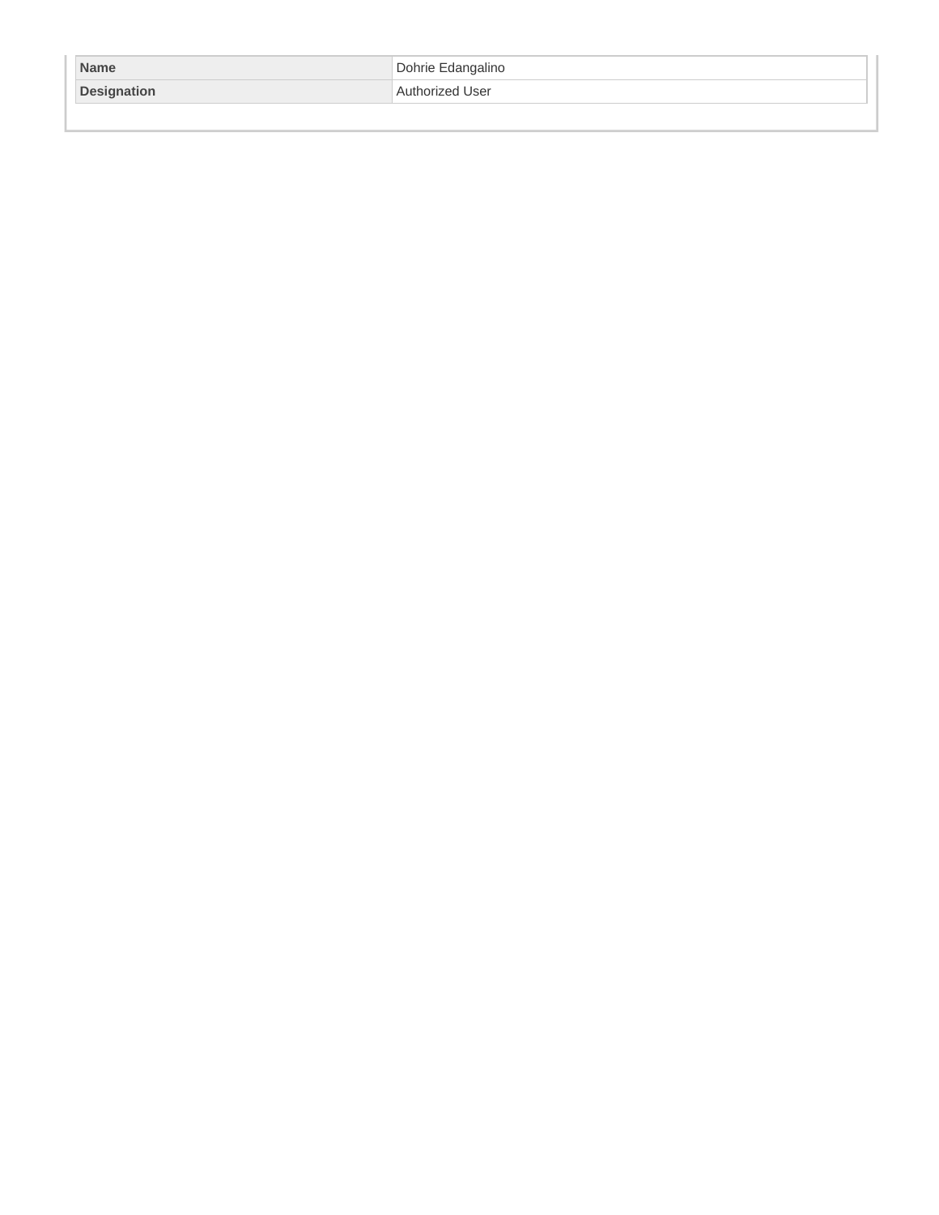| Name | Dohrie Edangalino |
| --- | --- |
| Designation | Authorized User |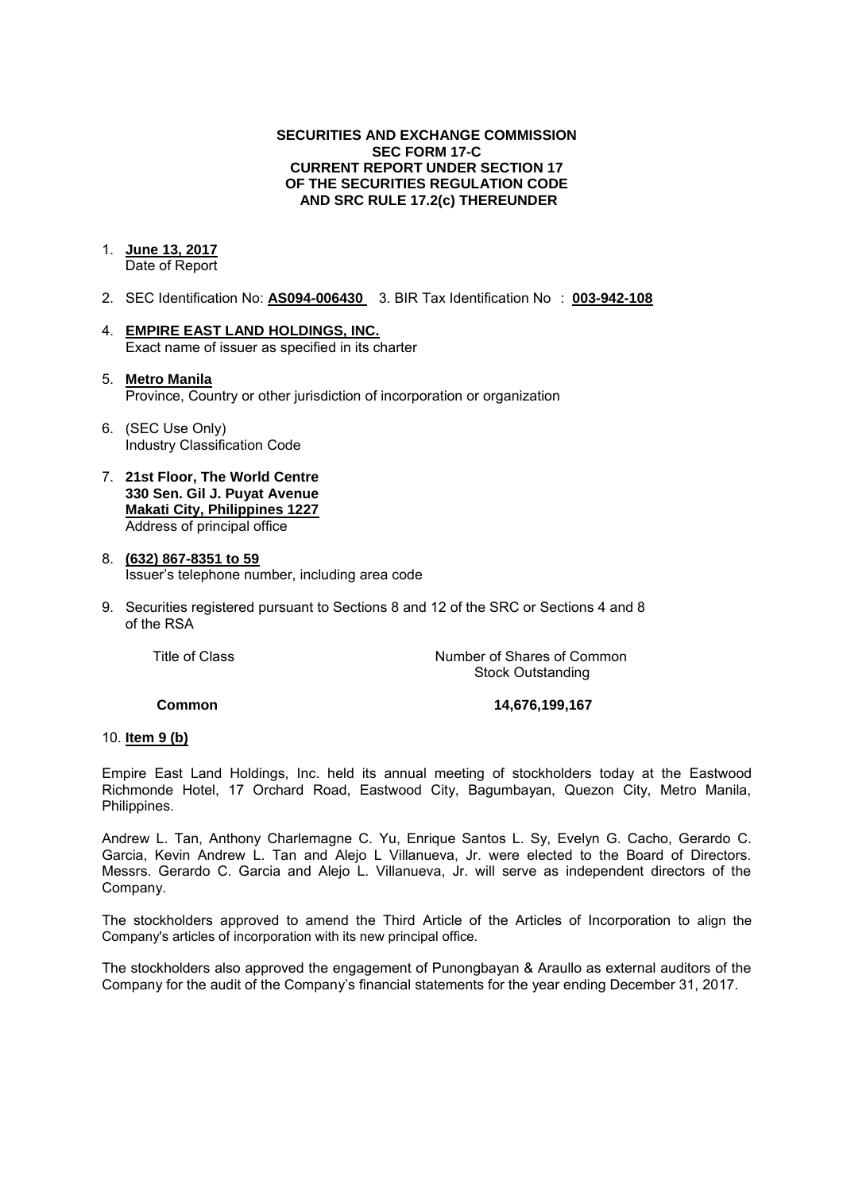**SECURITIES AND EXCHANGE COMMISSION**
**SEC FORM 17-C**
**CURRENT REPORT UNDER SECTION 17**
**OF THE SECURITIES REGULATION CODE**
**AND SRC RULE 17.2(c) THEREUNDER**

1. **June 13, 2017**
   Date of Report

2. SEC Identification No: **AS094-006430** 3. BIR Tax Identification No : **003-942-108**

4. **EMPIRE EAST LAND HOLDINGS, INC.**
   Exact name of issuer as specified in its charter

5. **Metro Manila**
   Province, Country or other jurisdiction of incorporation or organization

6. (SEC Use Only)
   Industry Classification Code

7. **21st Floor, The World Centre**
   **330 Sen. Gil J. Puyat Avenue**
   **Makati City, Philippines 1227**
   Address of principal office

8. **(632) 867-8351 to 59**
   Issuer's telephone number, including area code

9. Securities registered pursuant to Sections 8 and 12 of the SRC or Sections 4 and 8 of the RSA

| Title of Class | Number of Shares of Common Stock Outstanding |
|---|---|
| **Common** | **14,676,199,167** |

10. **Item 9 (b)**

Empire East Land Holdings, Inc. held its annual meeting of stockholders today at the Eastwood Richmonde Hotel, 17 Orchard Road, Eastwood City, Bagumbayan, Quezon City, Metro Manila, Philippines.

Andrew L. Tan, Anthony Charlemagne C. Yu, Enrique Santos L. Sy, Evelyn G. Cacho, Gerardo C. Garcia, Kevin Andrew L. Tan and Alejo L Villanueva, Jr. were elected to the Board of Directors. Messrs. Gerardo C. Garcia and Alejo L. Villanueva, Jr. will serve as independent directors of the Company.

The stockholders approved to amend the Third Article of the Articles of Incorporation to align the Company's articles of incorporation with its new principal office.

The stockholders also approved the engagement of Punongbayan & Araullo as external auditors of the Company for the audit of the Company's financial statements for the year ending December 31, 2017.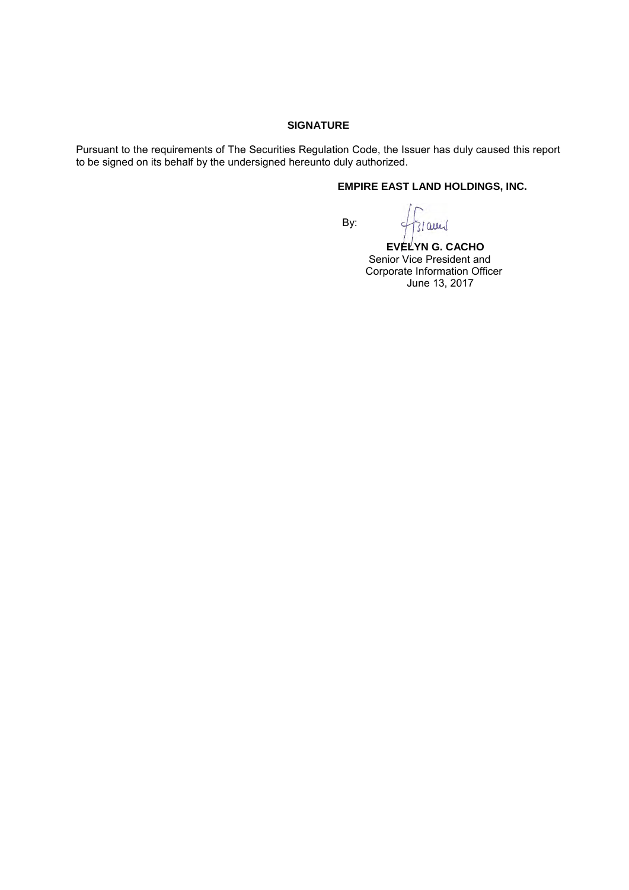**SIGNATURE**

Pursuant to the requirements of The Securities Regulation Code, the Issuer has duly caused this report to be signed on its behalf by the undersigned hereunto duly authorized.

**EMPIRE EAST LAND HOLDINGS, INC.**

By:

**EVELYN G. CACHO**
Senior Vice President and
Corporate Information Officer
June 13, 2017